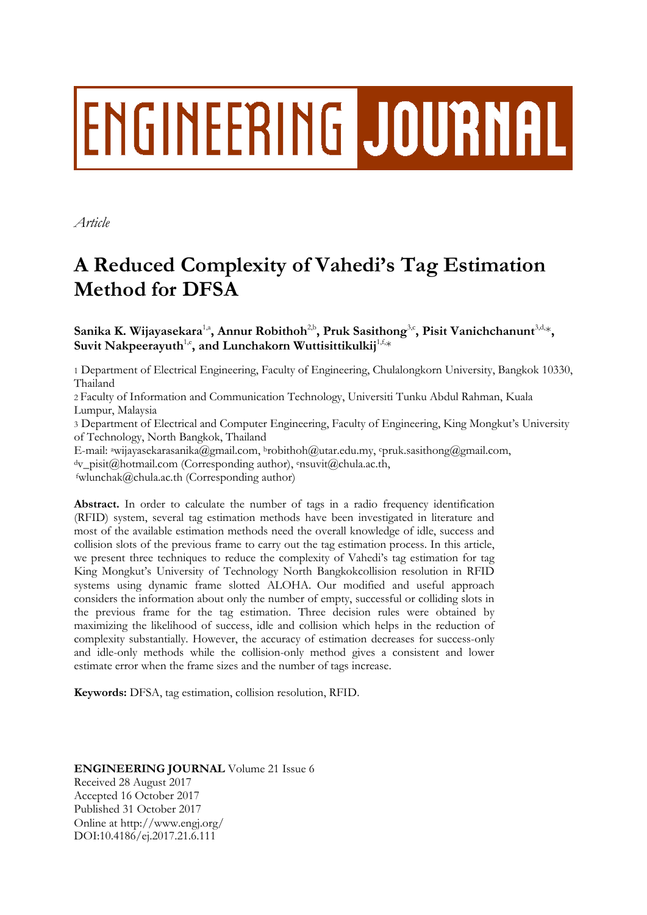ENGINEERING JOURNAL

*Article*

# A Reduced Complexity of Vahedi's Tag Estimation Method for DFSA

**Sanika K. Wijayasekara**[1,a], **Annur Robithoh**[2,b], **Pruk Sasithong**[3,c], **Pisit Vanichchanunt**[3,d,*], **Suvit Nakpeerayuth**[1,e], **and Lunchakorn Wuttisittikulkij**[1,f,*]

1 Department of Electrical Engineering, Faculty of Engineering, Chulalongkorn University, Bangkok 10330, Thailand

2 Faculty of Information and Communication Technology, Universiti Tunku Abdul Rahman, Kuala Lumpur, Malaysia

3 Department of Electrical and Computer Engineering, Faculty of Engineering, King Mongkut's University of Technology, North Bangkok, Thailand

E-mail: [a]wijayasekarasanika@gmail.com, [b]robithoh@utar.edu.my, [c]pruk.sasithong@gmail.com, [d]v_pisit@hotmail.com (Corresponding author), [e]nsuvit@chula.ac.th, [f]wlunchak@chula.ac.th (Corresponding author)

**Abstract.** In order to calculate the number of tags in a radio frequency identification (RFID) system, several tag estimation methods have been investigated in literature and most of the available estimation methods need the overall knowledge of idle, success and collision slots of the previous frame to carry out the tag estimation process. In this article, we present three techniques to reduce the complexity of Vahedi's tag estimation for tag King Mongkut's University of Technology North Bangkokcollision resolution in RFID systems using dynamic frame slotted ALOHA. Our modified and useful approach considers the information about only the number of empty, successful or colliding slots in the previous frame for the tag estimation. Three decision rules were obtained by maximizing the likelihood of success, idle and collision which helps in the reduction of complexity substantially. However, the accuracy of estimation decreases for success-only and idle-only methods while the collision-only method gives a consistent and lower estimate error when the frame sizes and the number of tags increase.

**Keywords:** DFSA, tag estimation, collision resolution, RFID.

**ENGINEERING JOURNAL** Volume 21 Issue 6
Received 28 August 2017
Accepted 16 October 2017
Published 31 October 2017
Online at http://www.engj.org/
DOI:10.4186/ej.2017.21.6.111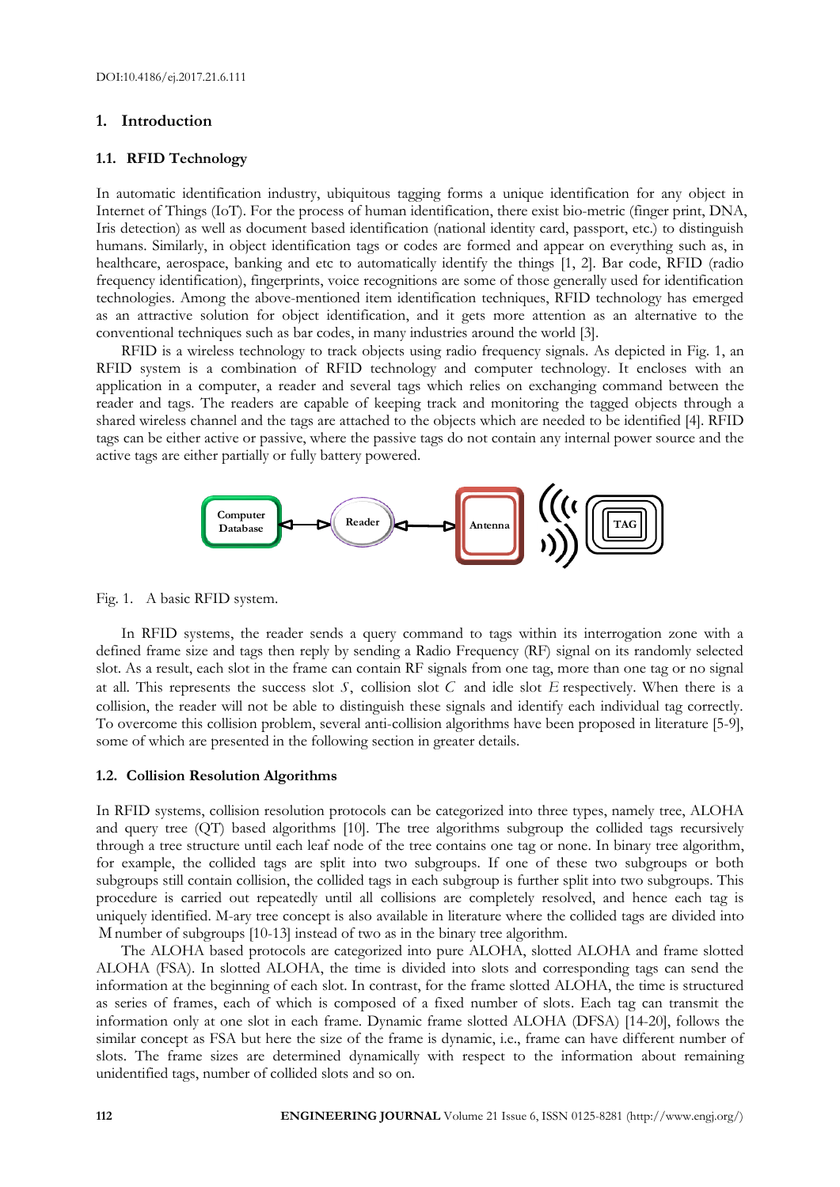## 1. Introduction

### 1.1. RFID Technology

In automatic identification industry, ubiquitous tagging forms a unique identification for any object in Internet of Things (IoT). For the process of human identification, there exist bio-metric (finger print, DNA, Iris detection) as well as document based identification (national identity card, passport, etc.) to distinguish humans. Similarly, in object identification tags or codes are formed and appear on everything such as, in healthcare, aerospace, banking and etc to automatically identify the things [1, 2]. Bar code, RFID (radio frequency identification), fingerprints, voice recognitions are some of those generally used for identification technologies. Among the above-mentioned item identification techniques, RFID technology has emerged as an attractive solution for object identification, and it gets more attention as an alternative to the conventional techniques such as bar codes, in many industries around the world [3].

RFID is a wireless technology to track objects using radio frequency signals. As depicted in Fig. 1, an RFID system is a combination of RFID technology and computer technology. It encloses with an application in a computer, a reader and several tags which relies on exchanging command between the reader and tags. The readers are capable of keeping track and monitoring the tagged objects through a shared wireless channel and the tags are attached to the objects which are needed to be identified [4]. RFID tags can be either active or passive, where the passive tags do not contain any internal power source and the active tags are either partially or fully battery powered.

Fig. 1. A basic RFID system.

In RFID systems, the reader sends a query command to tags within its interrogation zone with a defined frame size and tags then reply by sending a Radio Frequency (RF) signal on its randomly selected slot. As a result, each slot in the frame can contain RF signals from one tag, more than one tag or no signal at all. This represents the success slot $S$, collision slot $C$ and idle slot $E$ respectively. When there is a collision, the reader will not be able to distinguish these signals and identify each individual tag correctly. To overcome this collision problem, several anti-collision algorithms have been proposed in literature [5-9], some of which are presented in the following section in greater details.

### 1.2. Collision Resolution Algorithms

In RFID systems, collision resolution protocols can be categorized into three types, namely tree, ALOHA and query tree (QT) based algorithms [10]. The tree algorithms subgroup the collided tags recursively through a tree structure until each leaf node of the tree contains one tag or none. In binary tree algorithm, for example, the collided tags are split into two subgroups. If one of these two subgroups or both subgroups still contain collision, the collided tags in each subgroup is further split into two subgroups. This procedure is carried out repeatedly until all collisions are completely resolved, and hence each tag is uniquely identified. M-ary tree concept is also available in literature where the collided tags are divided into $M$ number of subgroups [10-13] instead of two as in the binary tree algorithm.

The ALOHA based protocols are categorized into pure ALOHA, slotted ALOHA and frame slotted ALOHA (FSA). In slotted ALOHA, the time is divided into slots and corresponding tags can send the information at the beginning of each slot. In contrast, for the frame slotted ALOHA, the time is structured as series of frames, each of which is composed of a fixed number of slots. Each tag can transmit the information only at one slot in each frame. Dynamic frame slotted ALOHA (DFSA) [14-20], follows the similar concept as FSA but here the size of the frame is dynamic, i.e., frame can have different number of slots. The frame sizes are determined dynamically with respect to the information about remaining unidentified tags, number of collided slots and so on.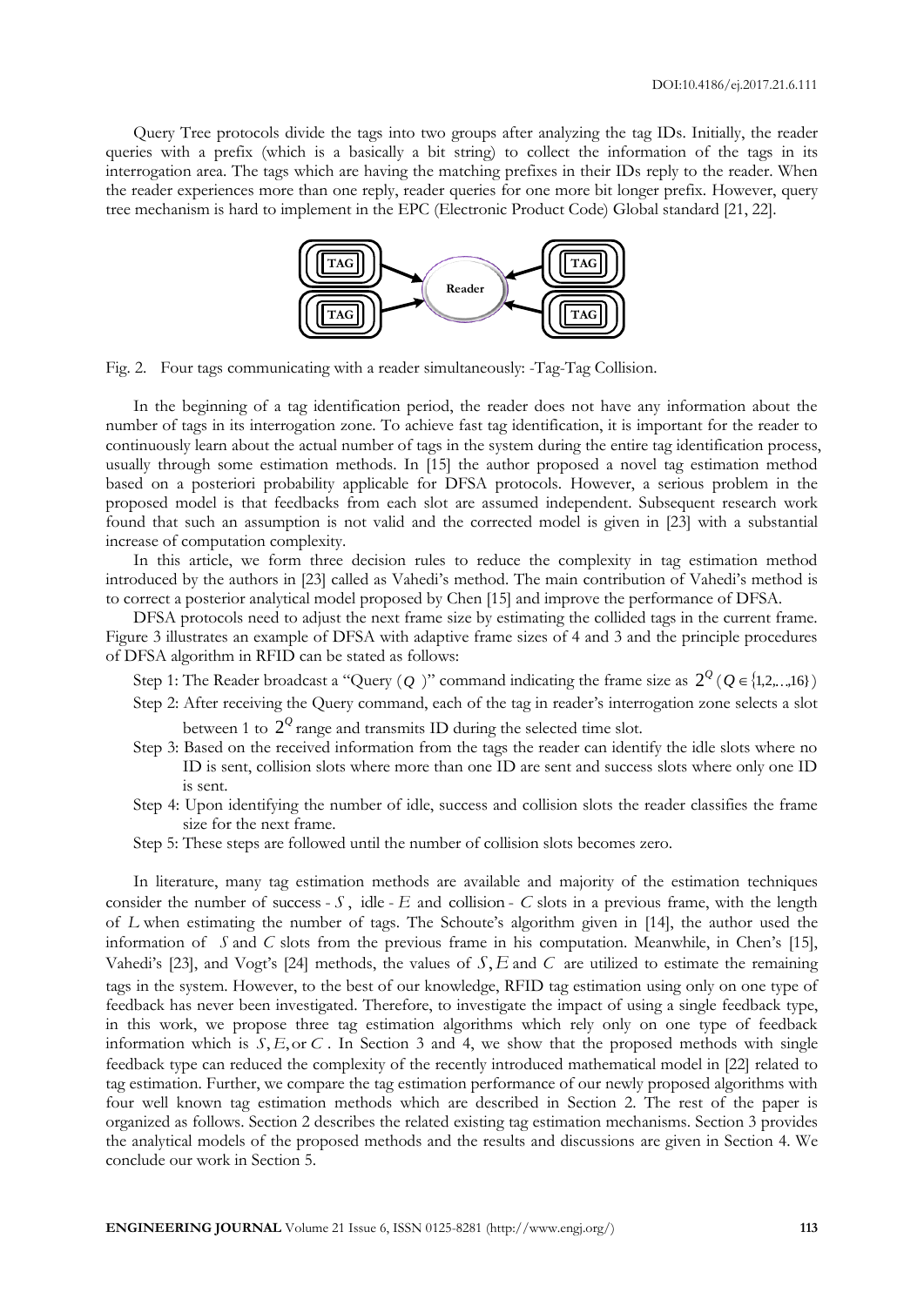Query Tree protocols divide the tags into two groups after analyzing the tag IDs. Initially, the reader queries with a prefix (which is a basically a bit string) to collect the information of the tags in its interrogation area. The tags which are having the matching prefixes in their IDs reply to the reader. When the reader experiences more than one reply, reader queries for one more bit longer prefix. However, query tree mechanism is hard to implement in the EPC (Electronic Product Code) Global standard [21, 22].

Fig. 2. Four tags communicating with a reader simultaneously: -Tag-Tag Collision.

In the beginning of a tag identification period, the reader does not have any information about the number of tags in its interrogation zone. To achieve fast tag identification, it is important for the reader to continuously learn about the actual number of tags in the system during the entire tag identification process, usually through some estimation methods. In [15] the author proposed a novel tag estimation method based on a posteriori probability applicable for DFSA protocols. However, a serious problem in the proposed model is that feedbacks from each slot are assumed independent. Subsequent research work found that such an assumption is not valid and the corrected model is given in [23] with a substantial increase of computation complexity.

In this article, we form three decision rules to reduce the complexity in tag estimation method introduced by the authors in [23] called as Vahedi's method. The main contribution of Vahedi's method is to correct a posterior analytical model proposed by Chen [15] and improve the performance of DFSA.

DFSA protocols need to adjust the next frame size by estimating the collided tags in the current frame. Figure 3 illustrates an example of DFSA with adaptive frame sizes of 4 and 3 and the principle procedures of DFSA algorithm in RFID can be stated as follows:

Step 1: The Reader broadcast a "Query ($Q$ )" command indicating the frame size as $2^Q$ ($Q \in \{1,2,\ldots,16\}$)

Step 2: After receiving the Query command, each of the tag in reader's interrogation zone selects a slot between 1 to $2^Q$ range and transmits ID during the selected time slot.

Step 3: Based on the received information from the tags the reader can identify the idle slots where no ID is sent, collision slots where more than one ID are sent and success slots where only one ID is sent.

Step 4: Upon identifying the number of idle, success and collision slots the reader classifies the frame size for the next frame.

Step 5: These steps are followed until the number of collision slots becomes zero.

In literature, many tag estimation methods are available and majority of the estimation techniques consider the number of success - $S$ , idle - $E$ and collision - $C$ slots in a previous frame, with the length of $L$ when estimating the number of tags. The Schoute's algorithm given in [14], the author used the information of $S$ and $C$ slots from the previous frame in his computation. Meanwhile, in Chen's [15], Vahedi's [23], and Vogt's [24] methods, the values of $S, E$ and $C$ are utilized to estimate the remaining tags in the system. However, to the best of our knowledge, RFID tag estimation using only on one type of feedback has never been investigated. Therefore, to investigate the impact of using a single feedback type, in this work, we propose three tag estimation algorithms which rely only on one type of feedback information which is $S, E,$ or $C$ . In Section 3 and 4, we show that the proposed methods with single feedback type can reduced the complexity of the recently introduced mathematical model in [22] related to tag estimation. Further, we compare the tag estimation performance of our newly proposed algorithms with four well known tag estimation methods which are described in Section 2. The rest of the paper is organized as follows. Section 2 describes the related existing tag estimation mechanisms. Section 3 provides the analytical models of the proposed methods and the results and discussions are given in Section 4. We conclude our work in Section 5.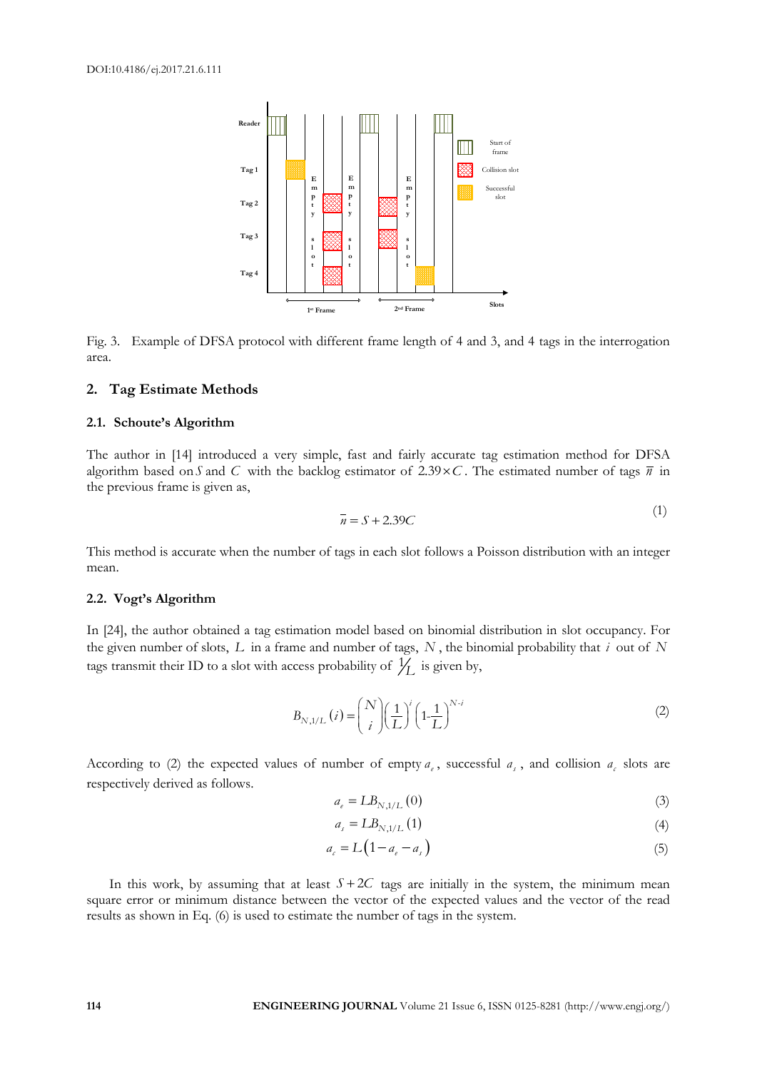Fig. 3. Example of DFSA protocol with different frame length of 4 and 3, and 4 tags in the interrogation area.

## 2. Tag Estimate Methods

### 2.1. Schoute's Algorithm

The author in [14] introduced a very simple, fast and fairly accurate tag estimation method for DFSA algorithm based on $S$ and $C$ with the backlog estimator of $2.39 \times C$. The estimated number of tags $\overline{n}$ in the previous frame is given as,

$$\overline{n} = S + 2.39C \tag{1}$$

This method is accurate when the number of tags in each slot follows a Poisson distribution with an integer mean.

### 2.2. Vogt's Algorithm

In [24], the author obtained a tag estimation model based on binomial distribution in slot occupancy. For the given number of slots, $L$ in a frame and number of tags, $N$, the binomial probability that $i$ out of $N$ tags transmit their ID to a slot with access probability of $1/L$ is given by,

$$B_{N,1/L}(i) = \binom{N}{i}\left(\frac{1}{L}\right)^{i}\left(1\text{-}\frac{1}{L}\right)^{N\text{-}i} \tag{2}$$

According to (2) the expected values of number of empty $a_e$, successful $a_s$, and collision $a_c$ slots are respectively derived as follows.

$$a_e = LB_{N,1/L}(0) \tag{3}$$

$$a_s = LB_{N,1/L}(1) \tag{4}$$

$$a_c = L\left(1 - a_e - a_s\right) \tag{5}$$

In this work, by assuming that at least $S + 2C$ tags are initially in the system, the minimum mean square error or minimum distance between the vector of the expected values and the vector of the read results as shown in Eq. (6) is used to estimate the number of tags in the system.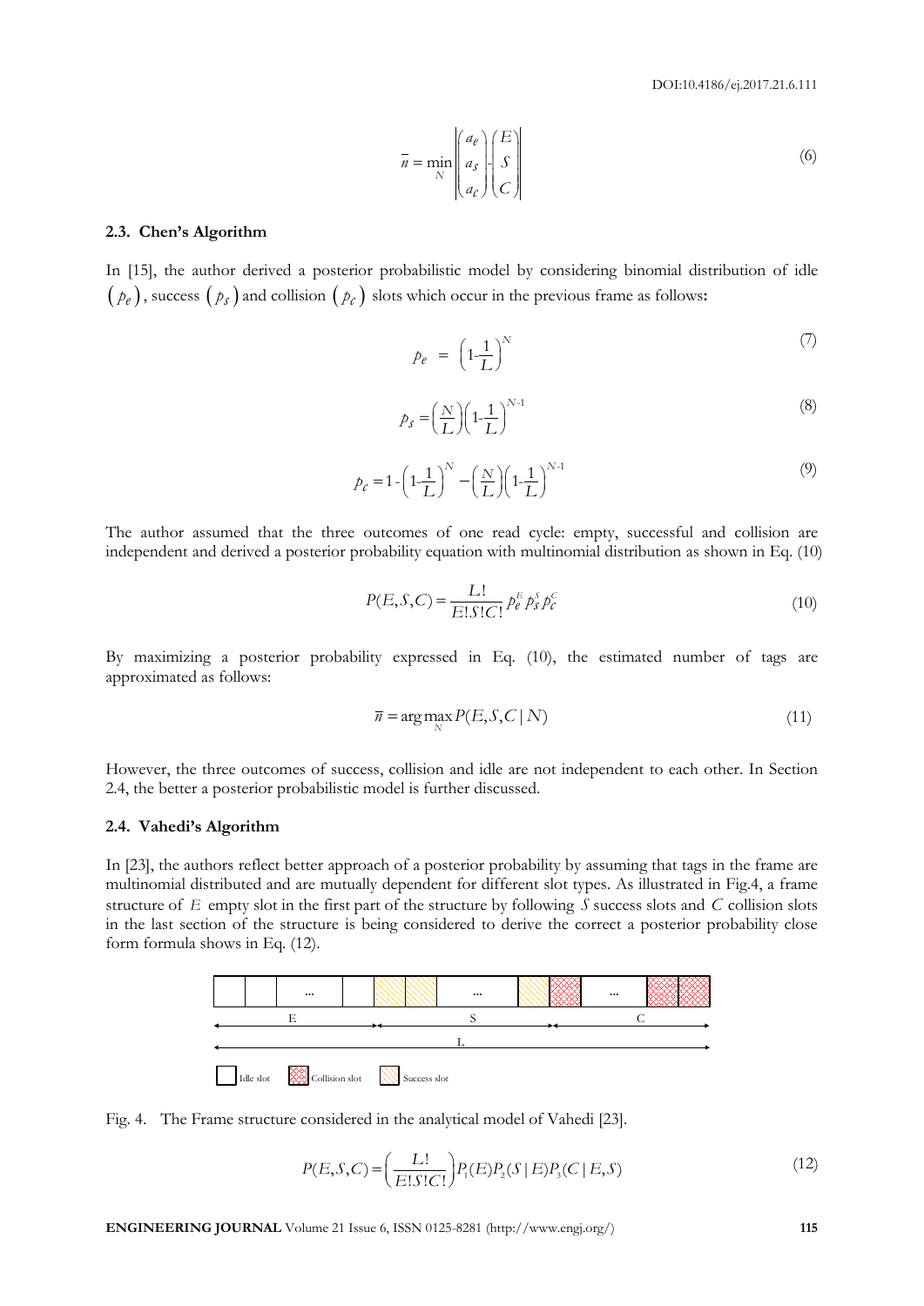$$\bar{n} = \min_{N} \left| \begin{pmatrix} a_e \\ a_s \\ a_c \end{pmatrix} - \begin{pmatrix} E \\ S \\ C \end{pmatrix} \right| \tag{6}$$

### 2.3. Chen's Algorithm

In [15], the author derived a posterior probabilistic model by considering binomial distribution of idle $(p_e)$, success $(p_s)$ and collision $(p_c)$ slots which occur in the previous frame as follows:

$$p_e = \left(1 - \frac{1}{L}\right)^N \tag{7}$$

$$p_s = \left(\frac{N}{L}\right)\left(1 - \frac{1}{L}\right)^{N-1} \tag{8}$$

$$p_c = 1 - \left(1 - \frac{1}{L}\right)^N - \left(\frac{N}{L}\right)\left(1 - \frac{1}{L}\right)^{N-1} \tag{9}$$

The author assumed that the three outcomes of one read cycle: empty, successful and collision are independent and derived a posterior probability equation with multinomial distribution as shown in Eq. (10)

$$P(E,S,C) = \frac{L!}{E!S!C!} p_e^E p_s^S p_c^C \tag{10}$$

By maximizing a posterior probability expressed in Eq. (10), the estimated number of tags are approximated as follows:

$$\bar{n} = \arg\max_{N} P(E,S,C \mid N) \tag{11}$$

However, the three outcomes of success, collision and idle are not independent to each other. In Section 2.4, the better a posterior probabilistic model is further discussed.

### 2.4. Vahedi's Algorithm

In [23], the authors reflect better approach of a posterior probability by assuming that tags in the frame are multinomial distributed and are mutually dependent for different slot types. As illustrated in Fig.4, a frame structure of $E$ empty slot in the first part of the structure by following $S$ success slots and $C$ collision slots in the last section of the structure is being considered to derive the correct a posterior probability close form formula shows in Eq. (12).

Fig. 4. The Frame structure considered in the analytical model of Vahedi [23].

$$P(E,S,C) = \left(\frac{L!}{E!S!C!}\right) P_1(E) P_2(S \mid E) P_3(C \mid E,S) \tag{12}$$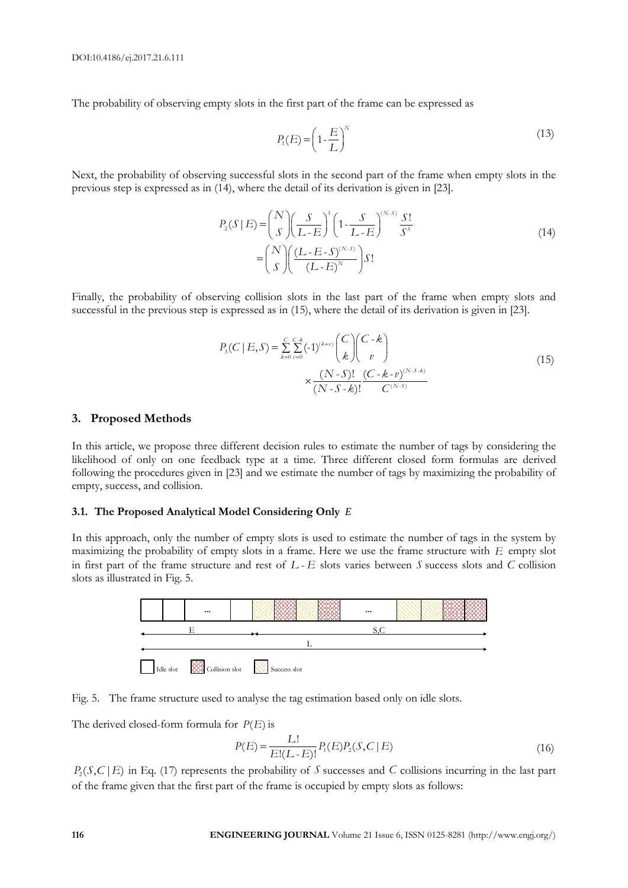The probability of observing empty slots in the first part of the frame can be expressed as

$$P_1(E) = \left(1 - \frac{E}{L}\right)^N \tag{13}$$

Next, the probability of observing successful slots in the second part of the frame when empty slots in the previous step is expressed as in (14), where the detail of its derivation is given in [23].

$$\begin{aligned} P_2(S \mid E) &= \binom{N}{S}\left(\frac{S}{L-E}\right)^S \left(1 - \frac{S}{L-E}\right)^{(N-S)} \frac{S!}{S^S} \\ &= \binom{N}{S}\left(\frac{(L-E-S)^{(N-S)}}{(L-E)^N}\right) S! \end{aligned} \tag{14}$$

Finally, the probability of observing collision slots in the last part of the frame when empty slots and successful in the previous step is expressed as in (15), where the detail of its derivation is given in [23].

$$\begin{aligned} P_3(C \mid E, S) = \sum_{k=0}^{C} \sum_{v=0}^{C-k} (-1)^{(k+v)} \binom{C}{k} \binom{C-k}{v} \\ \times \frac{(N-S)!}{(N-S-k)!} \frac{(C-k-v)^{(N-S-k)}}{C^{(N-S)}} \end{aligned} \tag{15}$$

## 3. Proposed Methods

In this article, we propose three different decision rules to estimate the number of tags by considering the likelihood of only on one feedback type at a time. Three different closed form formulas are derived following the procedures given in [23] and we estimate the number of tags by maximizing the probability of empty, success, and collision.

### 3.1. The Proposed Analytical Model Considering Only $E$

In this approach, only the number of empty slots is used to estimate the number of tags in the system by maximizing the probability of empty slots in a frame. Here we use the frame structure with $E$ empty slot in first part of the frame structure and rest of $L - E$ slots varies between $S$ success slots and $C$ collision slots as illustrated in Fig. 5.

Fig. 5. The frame structure used to analyse the tag estimation based only on idle slots.

The derived closed-form formula for $P(E)$ is

$$P(E) = \frac{L!}{E!(L-E)!} P_1(E) P_2(S, C \mid E) \tag{16}$$

$P_2(S, C \mid E)$ in Eq. (17) represents the probability of $S$ successes and $C$ collisions incurring in the last part of the frame given that the first part of the frame is occupied by empty slots as follows: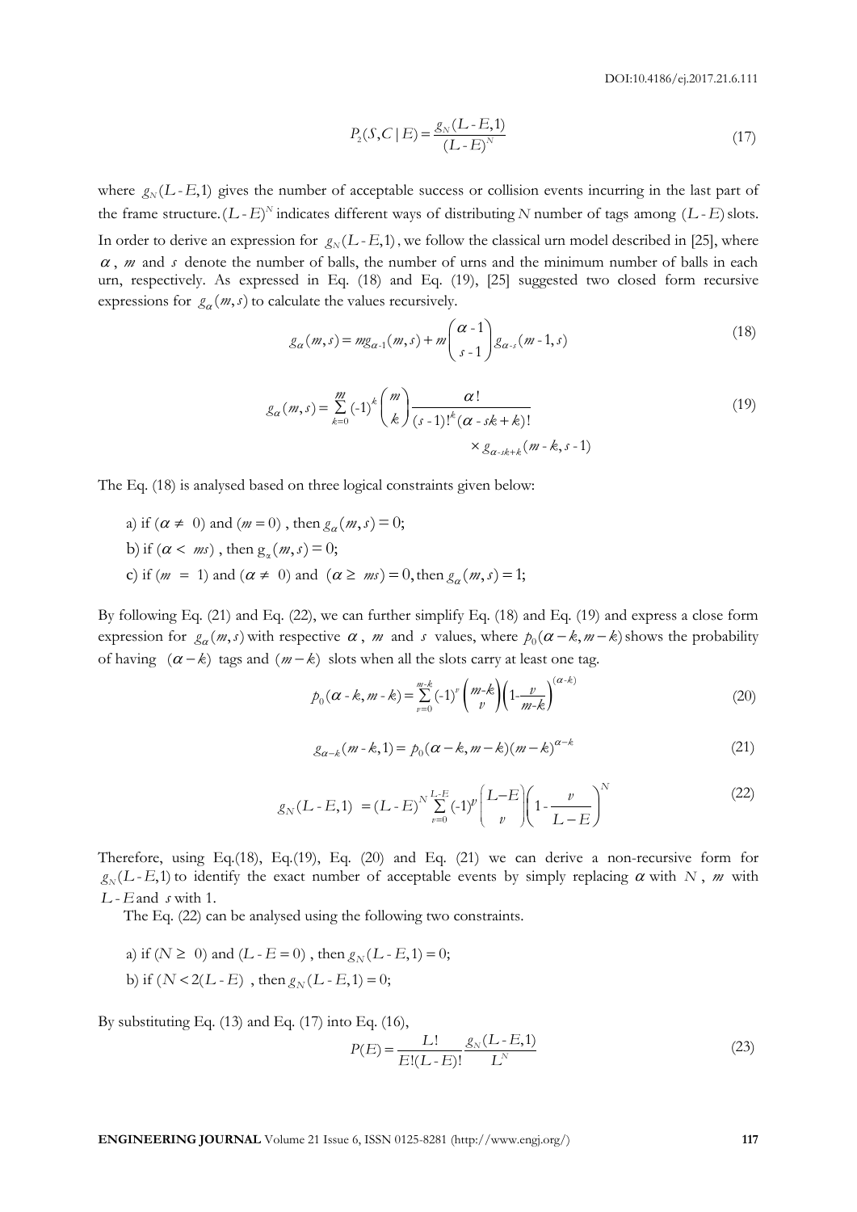$$P_2(S,C \mid E) = \frac{g_N(L-E,1)}{(L-E)^N} \tag{17}$$

where $g_N(L-E,1)$ gives the number of acceptable success or collision events incurring in the last part of the frame structure. $(L-E)^N$ indicates different ways of distributing $N$ number of tags among $(L-E)$ slots. In order to derive an expression for $g_N(L-E,1)$, we follow the classical urn model described in [25], where $\alpha$, $m$ and $s$ denote the number of balls, the number of urns and the minimum number of balls in each urn, respectively. As expressed in Eq. (18) and Eq. (19), [25] suggested two closed form recursive expressions for $g_\alpha(m,s)$ to calculate the values recursively.

$$g_\alpha(m,s) = m g_{\alpha-1}(m,s) + m \binom{\alpha-1}{s-1} g_{\alpha-s}(m-1,s) \tag{18}$$

$$g_\alpha(m,s) = \sum_{k=0}^{m} (-1)^k \binom{m}{k} \frac{\alpha!}{(s-1)!^k (\alpha - sk + k)!} \times g_{\alpha - sk + k}(m-k, s-1) \tag{19}$$

The Eq. (18) is analysed based on three logical constraints given below:

a) if $(\alpha \neq 0)$ and $(m = 0)$, then $g_\alpha(m,s) = 0$;

b) if $(\alpha < ms)$, then $g_\alpha(m,s) = 0$;

c) if $(m = 1)$ and $(\alpha \neq 0)$ and $(\alpha \geq ms) = 0$, then $g_\alpha(m,s) = 1$;

By following Eq. (21) and Eq. (22), we can further simplify Eq. (18) and Eq. (19) and express a close form expression for $g_\alpha(m,s)$ with respective $\alpha$, $m$ and $s$ values, where $p_0(\alpha - k, m - k)$ shows the probability of having $(\alpha - k)$ tags and $(m-k)$ slots when all the slots carry at least one tag.

$$p_0(\alpha - k, m - k) = \sum_{v=0}^{m-k} (-1)^v \binom{m-k}{v} \left(1 - \frac{v}{m-k}\right)^{(\alpha-k)} \tag{20}$$

$$g_{\alpha-k}(m-k,1) = p_0(\alpha - k, m-k)(m-k)^{\alpha-k} \tag{21}$$

$$g_N(L-E,1) = (L-E)^N \sum_{v=0}^{L-E} (-1)^v \binom{L-E}{v} \left(1 - \frac{v}{L-E}\right)^N \tag{22}$$

Therefore, using Eq.(18), Eq.(19), Eq. (20) and Eq. (21) we can derive a non-recursive form for $g_N(L-E,1)$ to identify the exact number of acceptable events by simply replacing $\alpha$ with $N$, $m$ with $L-E$ and $s$ with 1.

The Eq. (22) can be analysed using the following two constraints.

a) if $(N \geq 0)$ and $(L-E = 0)$, then $g_N(L-E,1) = 0$;

b) if $(N < 2(L-E)$, then $g_N(L-E,1) = 0$;

By substituting Eq. (13) and Eq. (17) into Eq. (16),

$$P(E) = \frac{L!}{E!(L-E)!} \frac{g_N(L-E,1)}{L^N} \tag{23}$$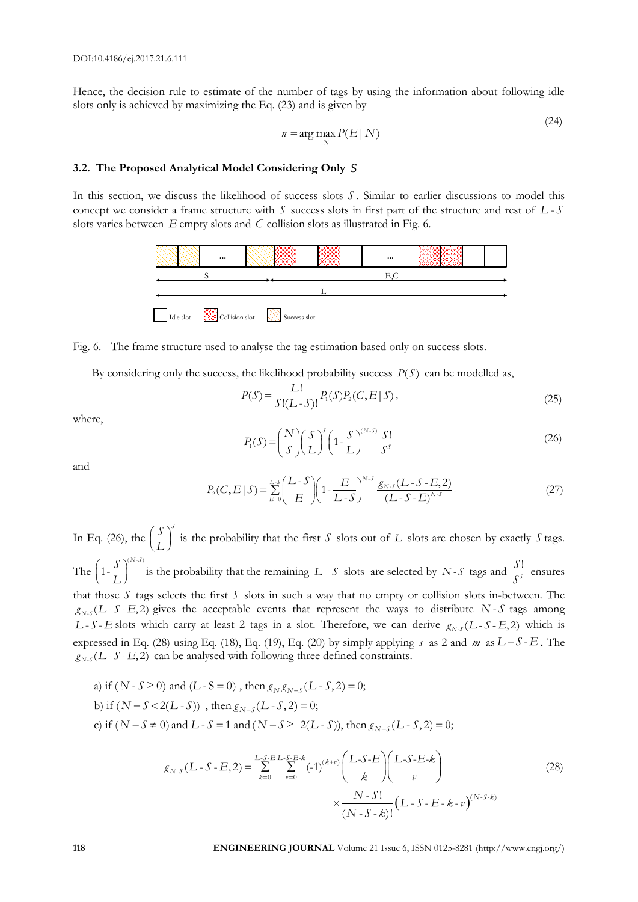Hence, the decision rule to estimate of the number of tags by using the information about following idle slots only is achieved by maximizing the Eq. (23) and is given by

$$\overline{n} = \arg\max_{N} P(E \mid N) \tag{24}$$

### 3.2. The Proposed Analytical Model Considering Only $S$

In this section, we discuss the likelihood of success slots $S$. Similar to earlier discussions to model this concept we consider a frame structure with $S$ success slots in first part of the structure and rest of $L$ - $S$ slots varies between $E$ empty slots and $C$ collision slots as illustrated in Fig. 6.

Fig. 6. The frame structure used to analyse the tag estimation based only on success slots.

By considering only the success, the likelihood probability success $P(S)$ can be modelled as,

$$P(S) = \frac{L!}{S!(L-S)!} P_1(S) P_2(C, E \mid S), \tag{25}$$

where,

$$P_1(S) = \binom{N}{S} \left(\frac{S}{L}\right)^{S} \left(1 - \frac{S}{L}\right)^{(N-S)} \frac{S!}{S^S} \tag{26}$$

and

$$P_2(C, E \mid S) = \sum_{E=0}^{L-S} \binom{L-S}{E} \left(1 - \frac{E}{L-S}\right)^{N-S} \frac{g_{N-S}(L-S-E, 2)}{(L-S-E)^{N-S}}. \tag{27}$$

In Eq. (26), the $\left(\frac{S}{L}\right)^{S}$ is the probability that the first $S$ slots out of $L$ slots are chosen by exactly $S$ tags. The $\left(1 - \frac{S}{L}\right)^{(N-S)}$ is the probability that the remaining $L - S$ slots are selected by $N$ - $S$ tags and $\frac{S!}{S^S}$ ensures that those $S$ tags selects the first $S$ slots in such a way that no empty or collision slots in-between. The $g_{N-S}(L-S-E, 2)$ gives the acceptable events that represent the ways to distribute $N$ - $S$ tags among $L$ - $S$ - $E$ slots which carry at least 2 tags in a slot. Therefore, we can derive $g_{N-S}(L-S-E, 2)$ which is expressed in Eq. (28) using Eq. (18), Eq. (19), Eq. (20) by simply applying $s$ as 2 and $m$ as $L - S$ - $E$. The $g_{N-S}(L-S-E, 2)$ can be analysed with following three defined constraints.

a) if $(N - S \geq 0)$ and $(L - S = 0)$, then $g_N g_{N-S}(L - S, 2) = 0$;

b) if $(N - S < 2(L - S))$, then $g_{N-S}(L - S, 2) = 0$;

c) if $(N - S \neq 0)$ and $L - S = 1$ and $(N - S \geq 2(L - S))$, then $g_{N-S}(L - S, 2) = 0$;

$$g_{N-S}(L-S-E, 2) = \sum_{k=0}^{L-S-E} \sum_{v=0}^{L-S-E-k} (-1)^{(k+v)} \binom{L\text{-}S\text{-}E}{k} \binom{L\text{-}S\text{-}E\text{-}k}{v} \times \frac{N-S!}{(N-S-k)!} \left(L-S-E-k-v\right)^{(N-S-k)} \tag{28}$$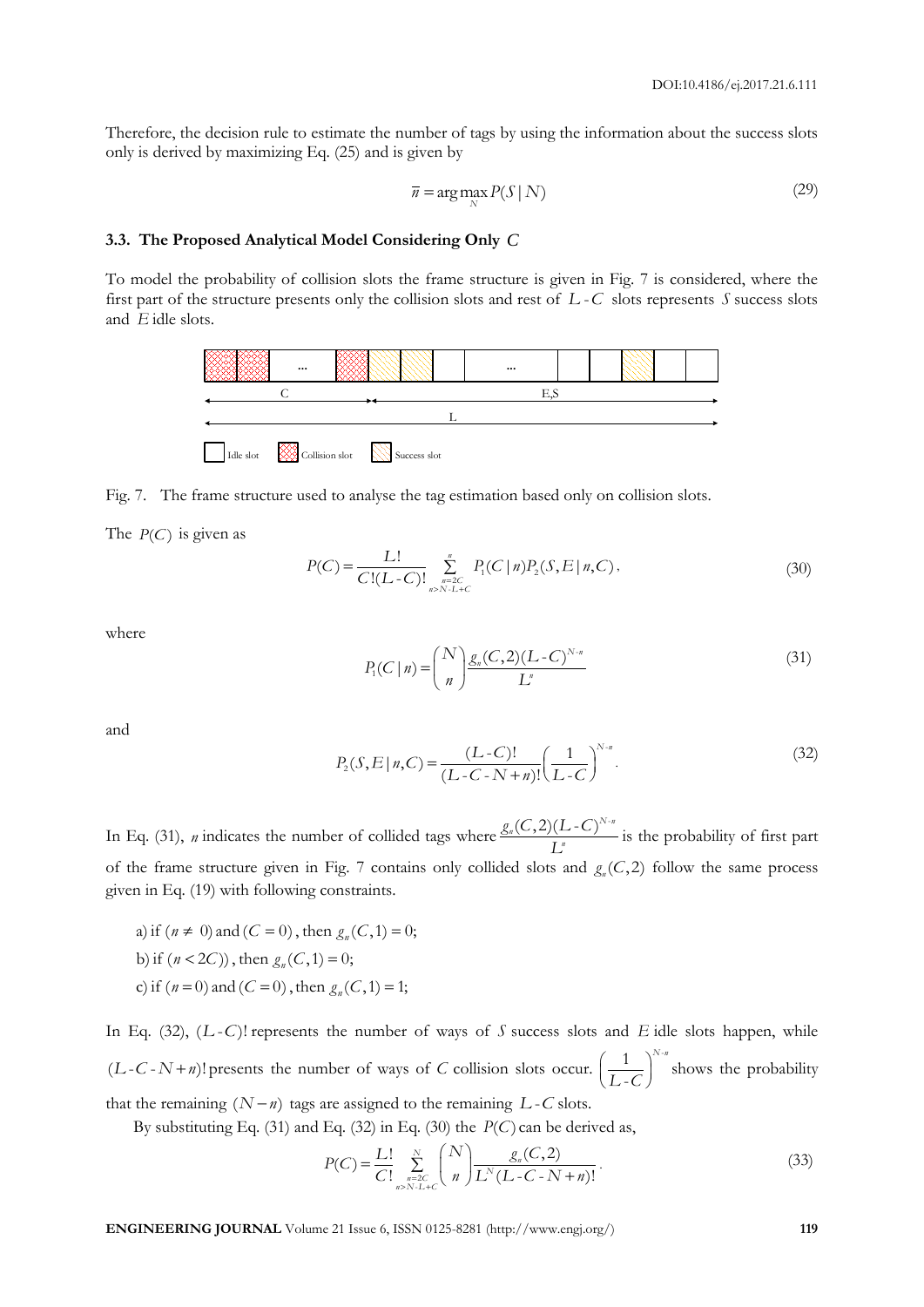Therefore, the decision rule to estimate the number of tags by using the information about the success slots only is derived by maximizing Eq. (25) and is given by

$$\bar{n} = \arg\max_{N} P(S \mid N) \tag{29}$$

### 3.3. The Proposed Analytical Model Considering Only $C$

To model the probability of collision slots the frame structure is given in Fig. 7 is considered, where the first part of the structure presents only the collision slots and rest of $L - C$ slots represents $S$ success slots and $E$ idle slots.

Fig. 7. The frame structure used to analyse the tag estimation based only on collision slots.

The $P(C)$ is given as

$$P(C) = \frac{L!}{C!(L-C)!} \sum_{\substack{n=2C \\ n>N-L+C}}^{n} P_1(C \mid n) P_2(S, E \mid n, C), \tag{30}$$

where

$$P_1(C \mid n) = \binom{N}{n} \frac{g_n(C,2)(L-C)^{N-n}}{L^n} \tag{31}$$

and

$$P_2(S, E \mid n, C) = \frac{(L-C)!}{(L-C-N+n)!} \left(\frac{1}{L-C}\right)^{N-n}. \tag{32}$$

In Eq. (31), $n$ indicates the number of collided tags where $\frac{g_n(C,2)(L-C)^{N-n}}{L^n}$ is the probability of first part of the frame structure given in Fig. 7 contains only collided slots and $g_n(C,2)$ follow the same process given in Eq. (19) with following constraints.

a) if $(n \neq 0)$ and $(C = 0)$, then $g_n(C,1) = 0$;
b) if $(n < 2C)$), then $g_n(C,1) = 0$;
c) if $(n = 0)$ and $(C = 0)$, then $g_n(C,1) = 1$;

In Eq. (32), $(L-C)!$ represents the number of ways of $S$ success slots and $E$ idle slots happen, while $(L-C-N+n)!$ presents the number of ways of $C$ collision slots occur. $\left(\frac{1}{L-C}\right)^{N-n}$ shows the probability that the remaining $(N-n)$ tags are assigned to the remaining $L-C$ slots.

By substituting Eq. (31) and Eq. (32) in Eq. (30) the $P(C)$ can be derived as,

$$P(C) = \frac{L!}{C!} \sum_{\substack{n=2C \\ n>N-L+C}}^{N} \binom{N}{n} \frac{g_n(C,2)}{L^N (L-C-N+n)!}. \tag{33}$$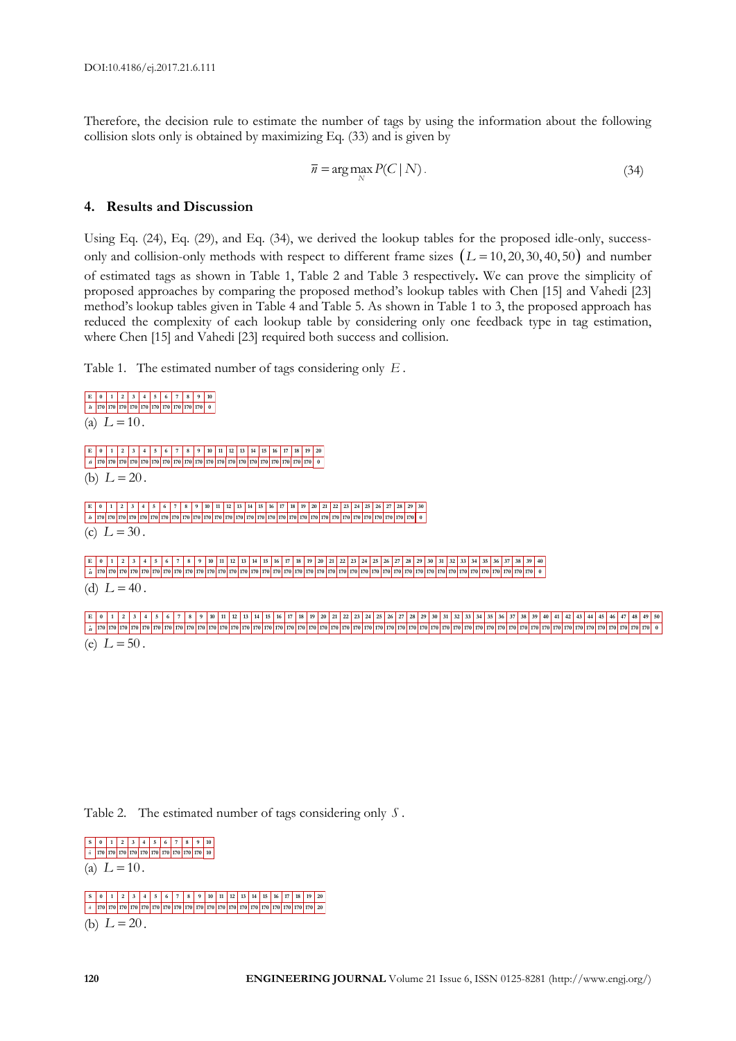Therefore, the decision rule to estimate the number of tags by using the information about the following collision slots only is obtained by maximizing Eq. (33) and is given by

$$\overline{n} = \arg\max_{N} P(C \mid N). \tag{34}$$

## 4. Results and Discussion

Using Eq. (24), Eq. (29), and Eq. (34), we derived the lookup tables for the proposed idle-only, success-only and collision-only methods with respect to different frame sizes $(L = 10, 20, 30, 40, 50)$ and number of estimated tags as shown in Table 1, Table 2 and Table 3 respectively**.** We can prove the simplicity of proposed approaches by comparing the proposed method's lookup tables with Chen [15] and Vahedi [23] method's lookup tables given in Table 4 and Table 5. As shown in Table 1 to 3, the proposed approach has reduced the complexity of each lookup table by considering only one feedback type in tag estimation, where Chen [15] and Vahedi [23] required both success and collision.

Table 1. The estimated number of tags considering only $E$.

| E | 0 | 1 | 2 | 3 | 4 | 5 | 6 | 7 | 8 | 9 | 10 |
|---|---|---|---|---|---|---|---|---|---|---|---|
| $\hat{n}$ | 170 | 170 | 170 | 170 | 170 | 170 | 170 | 170 | 170 | 170 | 0 |

(a) $L = 10$.

| E | 0 | 1 | 2 | 3 | 4 | 5 | 6 | 7 | 8 | 9 | 10 | 11 | 12 | 13 | 14 | 15 | 16 | 17 | 18 | 19 | 20 |
|---|---|---|---|---|---|---|---|---|---|---|---|---|---|---|---|---|---|---|---|---|---|
| $\hat{n}$ | 170 | 170 | 170 | 170 | 170 | 170 | 170 | 170 | 170 | 170 | 170 | 170 | 170 | 170 | 170 | 170 | 170 | 170 | 170 | 170 | 0 |

(b) $L = 20$.

| E | 0 | 1 | 2 | 3 | 4 | 5 | 6 | 7 | 8 | 9 | 10 | 11 | 12 | 13 | 14 | 15 | 16 | 17 | 18 | 19 | 20 | 21 | 22 | 23 | 24 | 25 | 26 | 27 | 28 | 29 | 30 |
|---|---|---|---|---|---|---|---|---|---|---|---|---|---|---|---|---|---|---|---|---|---|---|---|---|---|---|---|---|---|---|---|
| $\hat{n}$ | 170 | 170 | 170 | 170 | 170 | 170 | 170 | 170 | 170 | 170 | 170 | 170 | 170 | 170 | 170 | 170 | 170 | 170 | 170 | 170 | 170 | 170 | 170 | 170 | 170 | 170 | 170 | 170 | 170 | 170 | 0 |

(c) $L = 30$.

| E | 0 | 1 | 2 | 3 | 4 | 5 | 6 | 7 | 8 | 9 | 10 | 11 | 12 | 13 | 14 | 15 | 16 | 17 | 18 | 19 | 20 | 21 | 22 | 23 | 24 | 25 | 26 | 27 | 28 | 29 | 30 | 31 | 32 | 33 | 34 | 35 | 36 | 37 | 38 | 39 | 40 |
|---|---|---|---|---|---|---|---|---|---|---|---|---|---|---|---|---|---|---|---|---|---|---|---|---|---|---|---|---|---|---|---|---|---|---|---|---|---|---|---|---|---|
| $\hat{n}$ | 170 | 170 | 170 | 170 | 170 | 170 | 170 | 170 | 170 | 170 | 170 | 170 | 170 | 170 | 170 | 170 | 170 | 170 | 170 | 170 | 170 | 170 | 170 | 170 | 170 | 170 | 170 | 170 | 170 | 170 | 170 | 170 | 170 | 170 | 170 | 170 | 170 | 170 | 170 | 170 | 0 |

(d) $L = 40$.

| E | 0 | 1 | 2 | 3 | 4 | 5 | 6 | 7 | 8 | 9 | 10 | 11 | 12 | 13 | 14 | 15 | 16 | 17 | 18 | 19 | 20 | 21 | 22 | 23 | 24 | 25 | 26 | 27 | 28 | 29 | 30 | 31 | 32 | 33 | 34 | 35 | 36 | 37 | 38 | 39 | 40 | 41 | 42 | 43 | 44 | 45 | 46 | 47 | 48 | 49 | 50 |
|---|---|---|---|---|---|---|---|---|---|---|---|---|---|---|---|---|---|---|---|---|---|---|---|---|---|---|---|---|---|---|---|---|---|---|---|---|---|---|---|---|---|---|---|---|---|---|---|---|---|---|---|
| $\hat{n}$ | 170 | 170 | 170 | 170 | 170 | 170 | 170 | 170 | 170 | 170 | 170 | 170 | 170 | 170 | 170 | 170 | 170 | 170 | 170 | 170 | 170 | 170 | 170 | 170 | 170 | 170 | 170 | 170 | 170 | 170 | 170 | 170 | 170 | 170 | 170 | 170 | 170 | 170 | 170 | 170 | 170 | 170 | 170 | 170 | 170 | 170 | 170 | 170 | 170 | 170 | 0 |

(e) $L = 50$.

Table 2. The estimated number of tags considering only $S$.

| S | 0 | 1 | 2 | 3 | 4 | 5 | 6 | 7 | 8 | 9 | 10 |
|---|---|---|---|---|---|---|---|---|---|---|---|
| $\hat{n}$ | 170 | 170 | 170 | 170 | 170 | 170 | 170 | 170 | 170 | 170 | 10 |

(a) $L = 10$.

| S | 0 | 1 | 2 | 3 | 4 | 5 | 6 | 7 | 8 | 9 | 10 | 11 | 12 | 13 | 14 | 15 | 16 | 17 | 18 | 19 | 20 |
|---|---|---|---|---|---|---|---|---|---|---|---|---|---|---|---|---|---|---|---|---|---|
| $\hat{n}$ | 170 | 170 | 170 | 170 | 170 | 170 | 170 | 170 | 170 | 170 | 170 | 170 | 170 | 170 | 170 | 170 | 170 | 170 | 170 | 170 | 20 |

(b) $L = 20$.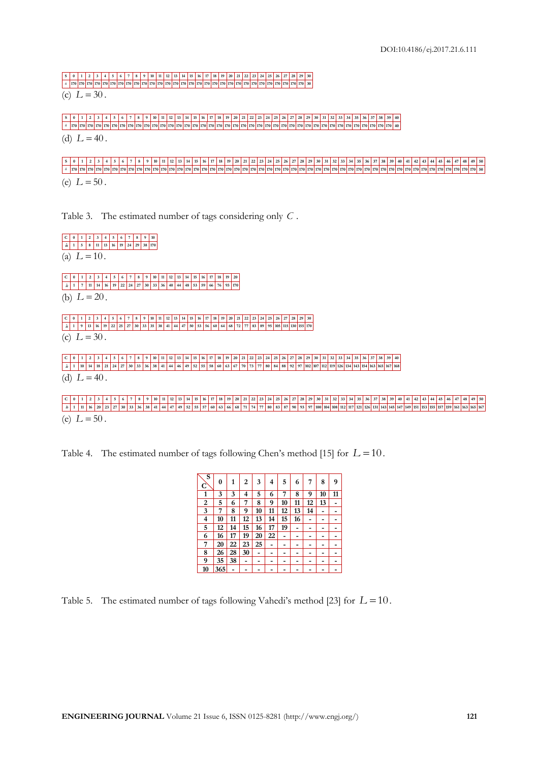| S | 0 | 1 | 2 | 3 | 4 | 5 | 6 | 7 | 8 | 9 | 10 | 11 | 12 | 13 | 14 | 15 | 16 | 17 | 18 | 19 | 20 | 21 | 22 | 23 | 24 | 25 | 26 | 27 | 28 | 29 | 30 |
|---|---|---|---|---|---|---|---|---|---|---|---|---|---|---|---|---|---|---|---|---|---|---|---|---|---|---|---|---|---|---|---|
| $\hat{n}$ | 170 | 170 | 170 | 170 | 170 | 170 | 170 | 170 | 170 | 170 | 170 | 170 | 170 | 170 | 170 | 170 | 170 | 170 | 170 | 170 | 170 | 170 | 170 | 170 | 170 | 170 | 170 | 170 | 170 | 170 | 30 |

(c) $L = 30$.

| S | 0 | 1 | 2 | 3 | 4 | 5 | 6 | 7 | 8 | 9 | 10 | 11 | 12 | 13 | 14 | 15 | 16 | 17 | 18 | 19 | 20 | 21 | 22 | 23 | 24 | 25 | 26 | 27 | 28 | 29 | 30 | 31 | 32 | 33 | 34 | 35 | 36 | 37 | 38 | 39 | 40 |
|---|---|---|---|---|---|---|---|---|---|---|---|---|---|---|---|---|---|---|---|---|---|---|---|---|---|---|---|---|---|---|---|---|---|---|---|---|---|---|---|---|---|
| $\hat{n}$ | 170 | 170 | 170 | 170 | 170 | 170 | 170 | 170 | 170 | 170 | 170 | 170 | 170 | 170 | 170 | 170 | 170 | 170 | 170 | 170 | 170 | 170 | 170 | 170 | 170 | 170 | 170 | 170 | 170 | 170 | 170 | 170 | 170 | 170 | 170 | 170 | 170 | 170 | 170 | 170 | 40 |

(d) $L = 40$.

| S | 0 | 1 | 2 | 3 | 4 | 5 | 6 | 7 | 8 | 9 | 10 | 11 | 12 | 13 | 14 | 15 | 16 | 17 | 18 | 19 | 20 | 21 | 22 | 23 | 24 | 25 | 26 | 27 | 28 | 29 | 30 | 31 | 32 | 33 | 34 | 35 | 36 | 37 | 38 | 39 | 40 | 41 | 42 | 43 | 44 | 45 | 46 | 47 | 48 | 49 | 50 |
|---|---|---|---|---|---|---|---|---|---|---|---|---|---|---|---|---|---|---|---|---|---|---|---|---|---|---|---|---|---|---|---|---|---|---|---|---|---|---|---|---|---|---|---|---|---|---|---|---|---|---|---|
| $\hat{n}$ | 170 | 170 | 170 | 170 | 170 | 170 | 170 | 170 | 170 | 170 | 170 | 170 | 170 | 170 | 170 | 170 | 170 | 170 | 170 | 170 | 170 | 170 | 170 | 170 | 170 | 170 | 170 | 170 | 170 | 170 | 170 | 170 | 170 | 170 | 170 | 170 | 170 | 170 | 170 | 170 | 170 | 170 | 170 | 170 | 170 | 170 | 170 | 170 | 170 | 170 | 50 |

(e) $L = 50$.

Table 3. The estimated number of tags considering only $C$.

| C | 0 | 1 | 2 | 3 | 4 | 5 | 6 | 7 | 8 | 9 | 10 |
|---|---|---|---|---|---|---|---|---|---|---|---|
| $\hat{n}$ | 1 | 5 | 8 | 11 | 13 | 16 | 19 | 24 | 29 | 38 | 170 |

(a) $L = 10$.

| C | 0 | 1 | 2 | 3 | 4 | 5 | 6 | 7 | 8 | 9 | 10 | 11 | 12 | 13 | 14 | 15 | 16 | 17 | 18 | 19 | 20 |
|---|---|---|---|---|---|---|---|---|---|---|---|---|---|---|---|---|---|---|---|---|---|
| $\hat{n}$ | 1 | 7 | 11 | 14 | 16 | 19 | 22 | 24 | 27 | 30 | 33 | 36 | 40 | 44 | 48 | 53 | 59 | 66 | 76 | 93 | 170 |

(b) $L = 20$.

| C | 0 | 1 | 2 | 3 | 4 | 5 | 6 | 7 | 8 | 9 | 10 | 11 | 12 | 13 | 14 | 15 | 16 | 17 | 18 | 19 | 20 | 21 | 22 | 23 | 24 | 25 | 26 | 27 | 28 | 29 | 30 |
|---|---|---|---|---|---|---|---|---|---|---|---|---|---|---|---|---|---|---|---|---|---|---|---|---|---|---|---|---|---|---|---|
| $\hat{n}$ | 1 | 9 | 13 | 16 | 19 | 22 | 25 | 27 | 30 | 33 | 35 | 38 | 41 | 44 | 47 | 50 | 53 | 56 | 60 | 64 | 68 | 72 | 77 | 83 | 89 | 95 | 105 | 115 | 130 | 155 | 170 |

(c) $L = 30$.

| C | 0 | 1 | 2 | 3 | 4 | 5 | 6 | 7 | 8 | 9 | 10 | 11 | 12 | 13 | 14 | 15 | 16 | 17 | 18 | 19 | 20 | 21 | 22 | 23 | 24 | 25 | 26 | 27 | 28 | 29 | 30 | 31 | 32 | 33 | 34 | 35 | 36 | 37 | 38 | 39 | 40 |
|---|---|---|---|---|---|---|---|---|---|---|---|---|---|---|---|---|---|---|---|---|---|---|---|---|---|---|---|---|---|---|---|---|---|---|---|---|---|---|---|---|---|
| $\hat{n}$ | 1 | 10 | 14 | 18 | 21 | 24 | 27 | 30 | 33 | 36 | 38 | 41 | 44 | 46 | 49 | 52 | 55 | 58 | 60 | 63 | 67 | 70 | 73 | 77 | 80 | 84 | 88 | 92 | 97 | 102 | 107 | 112 | 119 | 126 | 134 | 143 | 154 | 163 | 165 | 167 | 168 |

(d) $L = 40$.

| C | 0 | 1 | 2 | 3 | 4 | 5 | 6 | 7 | 8 | 9 | 10 | 11 | 12 | 13 | 14 | 15 | 16 | 17 | 18 | 19 | 20 | 21 | 22 | 23 | 24 | 25 | 26 | 27 | 28 | 29 | 30 | 31 | 32 | 33 | 34 | 35 | 36 | 37 | 38 | 39 | 40 | 41 | 42 | 43 | 44 | 45 | 46 | 47 | 48 | 49 | 50 |
|---|---|---|---|---|---|---|---|---|---|---|---|---|---|---|---|---|---|---|---|---|---|---|---|---|---|---|---|---|---|---|---|---|---|---|---|---|---|---|---|---|---|---|---|---|---|---|---|---|---|---|---|
| $\hat{n}$ | 1 | 11 | 16 | 20 | 23 | 27 | 30 | 33 | 36 | 38 | 41 | 44 | 47 | 49 | 52 | 55 | 57 | 60 | 63 | 66 | 68 | 71 | 74 | 77 | 80 | 83 | 87 | 90 | 93 | 97 | 100 | 104 | 108 | 112 | 117 | 121 | 126 | 131 | 143 | 145 | 147 | 149 | 151 | 153 | 155 | 157 | 159 | 161 | 163 | 165 | 167 |

(e) $L = 50$.

Table 4. The estimated number of tags following Chen's method [15] for $L = 10$.

| C \ S | 0 | 1 | 2 | 3 | 4 | 5 | 6 | 7 | 8 | 9 |
|---|---|---|---|---|---|---|---|---|---|---|
| **1** | 3 | 3 | 4 | 5 | 6 | 7 | 8 | 9 | 10 | 11 |
| **2** | 5 | 6 | 7 | 8 | 9 | 10 | 11 | 12 | 13 | - |
| **3** | 7 | 8 | 9 | 10 | 11 | 12 | 13 | 14 | - | - |
| **4** | 10 | 11 | 12 | 13 | 14 | 15 | 16 | - | - | - |
| **5** | 12 | 14 | 15 | 16 | 17 | 19 | - | - | - | - |
| **6** | 16 | 17 | 19 | 20 | 22 | - | - | - | - | - |
| **7** | 20 | 22 | 23 | 25 | - | - | - | - | - | - |
| **8** | 26 | 28 | 30 | - | - | - | - | - | - | - |
| **9** | 35 | 38 | - | - | - | - | - | - | - | - |
| **10** | 365 | - | - | - | - | - | - | - | - | - |

Table 5. The estimated number of tags following Vahedi's method [23] for $L = 10$.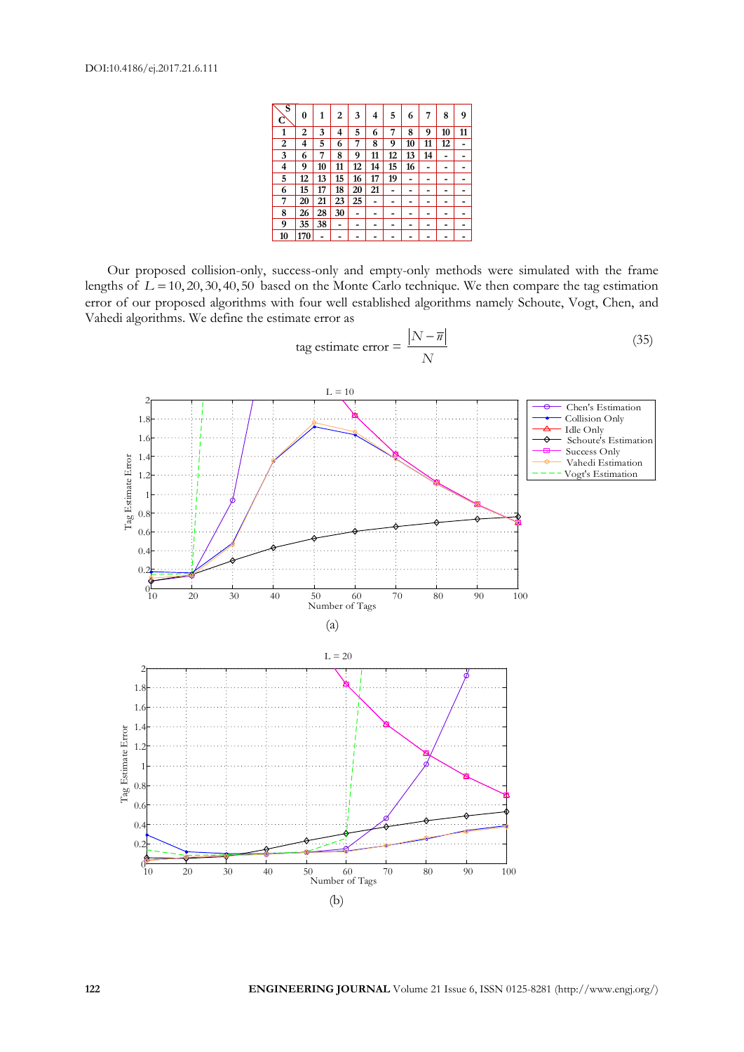| S / C | 0 | 1 | 2 | 3 | 4 | 5 | 6 | 7 | 8 | 9 |
|---|---|---|---|---|---|---|---|---|---|---|
| 1 | 2 | 3 | 4 | 5 | 6 | 7 | 8 | 9 | 10 | 11 |
| 2 | 4 | 5 | 6 | 7 | 8 | 9 | 10 | 11 | 12 | - |
| 3 | 6 | 7 | 8 | 9 | 11 | 12 | 13 | 14 | - | - |
| 4 | 9 | 10 | 11 | 12 | 14 | 15 | 16 | - | - | - |
| 5 | 12 | 13 | 15 | 16 | 17 | 19 | - | - | - | - |
| 6 | 15 | 17 | 18 | 20 | 21 | - | - | - | - | - |
| 7 | 20 | 21 | 23 | 25 | - | - | - | - | - | - |
| 8 | 26 | 28 | 30 | - | - | - | - | - | - | - |
| 9 | 35 | 38 | - | - | - | - | - | - | - | - |
| 10 | 170 | - | - | - | - | - | - | - | - | - |

Our proposed collision-only, success-only and empty-only methods were simulated with the frame lengths of $L = 10, 20, 30, 40, 50$ based on the Monte Carlo technique. We then compare the tag estimation error of our proposed algorithms with four well established algorithms namely Schoute, Vogt, Chen, and Vahedi algorithms. We define the estimate error as

$$\text{tag estimate error} = \frac{|N - \bar{n}|}{N} \tag{35}$$

(a)

(b)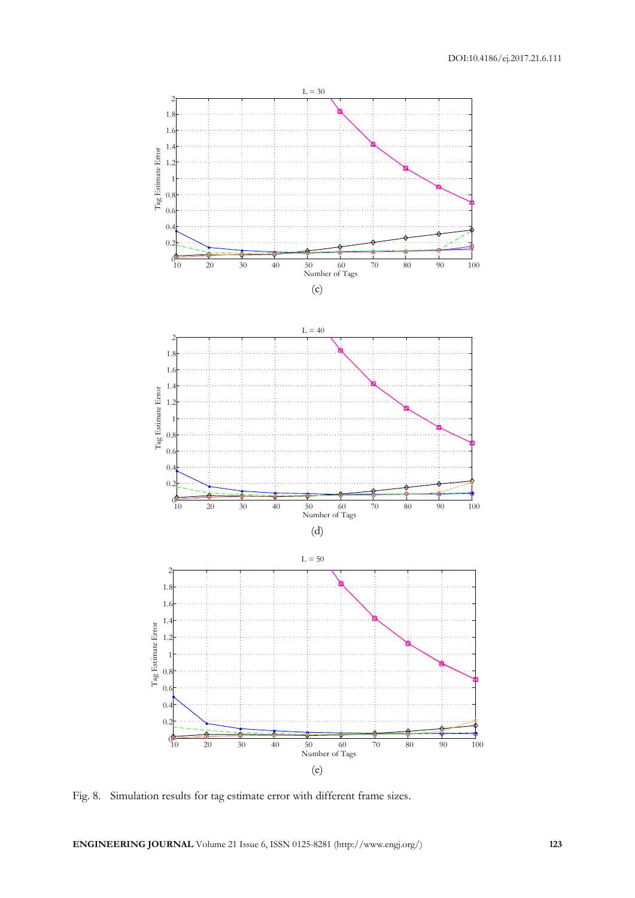(c)

(d)

(e)

Fig. 8. Simulation results for tag estimate error with different frame sizes.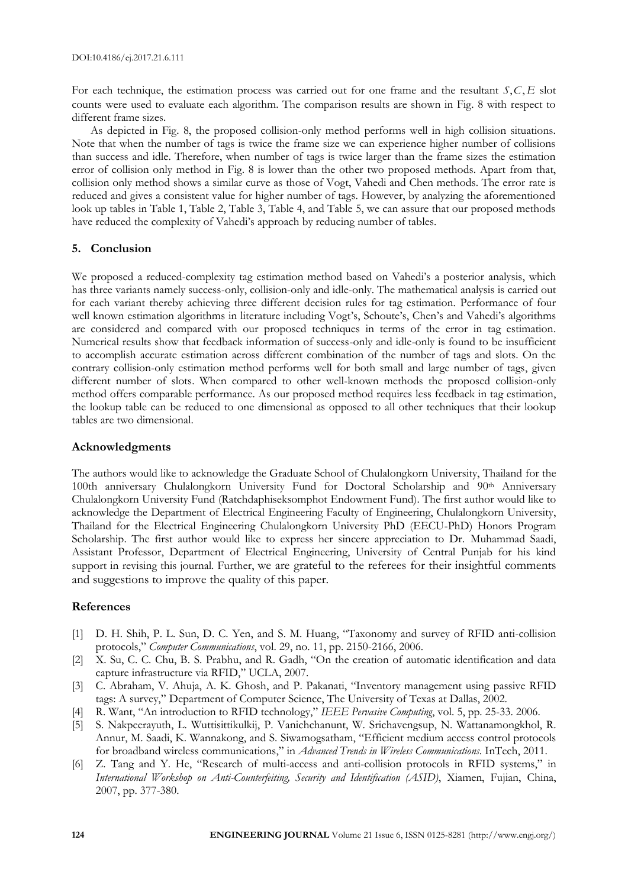For each technique, the estimation process was carried out for one frame and the resultant $S, C, E$ slot counts were used to evaluate each algorithm. The comparison results are shown in Fig. 8 with respect to different frame sizes.

As depicted in Fig. 8, the proposed collision-only method performs well in high collision situations. Note that when the number of tags is twice the frame size we can experience higher number of collisions than success and idle. Therefore, when number of tags is twice larger than the frame sizes the estimation error of collision only method in Fig. 8 is lower than the other two proposed methods. Apart from that, collision only method shows a similar curve as those of Vogt, Vahedi and Chen methods. The error rate is reduced and gives a consistent value for higher number of tags. However, by analyzing the aforementioned look up tables in Table 1, Table 2, Table 3, Table 4, and Table 5, we can assure that our proposed methods have reduced the complexity of Vahedi's approach by reducing number of tables.

## 5. Conclusion

We proposed a reduced-complexity tag estimation method based on Vahedi's a posterior analysis, which has three variants namely success-only, collision-only and idle-only. The mathematical analysis is carried out for each variant thereby achieving three different decision rules for tag estimation. Performance of four well known estimation algorithms in literature including Vogt's, Schoute's, Chen's and Vahedi's algorithms are considered and compared with our proposed techniques in terms of the error in tag estimation. Numerical results show that feedback information of success-only and idle-only is found to be insufficient to accomplish accurate estimation across different combination of the number of tags and slots. On the contrary collision-only estimation method performs well for both small and large number of tags, given different number of slots. When compared to other well-known methods the proposed collision-only method offers comparable performance. As our proposed method requires less feedback in tag estimation, the lookup table can be reduced to one dimensional as opposed to all other techniques that their lookup tables are two dimensional.

## Acknowledgments

The authors would like to acknowledge the Graduate School of Chulalongkorn University, Thailand for the 100th anniversary Chulalongkorn University Fund for Doctoral Scholarship and 90th Anniversary Chulalongkorn University Fund (Ratchdaphiseksomphot Endowment Fund). The first author would like to acknowledge the Department of Electrical Engineering Faculty of Engineering, Chulalongkorn University, Thailand for the Electrical Engineering Chulalongkorn University PhD (EECU-PhD) Honors Program Scholarship. The first author would like to express her sincere appreciation to Dr. Muhammad Saadi, Assistant Professor, Department of Electrical Engineering, University of Central Punjab for his kind support in revising this journal. Further, we are grateful to the referees for their insightful comments and suggestions to improve the quality of this paper.

## References

[1] D. H. Shih, P. L. Sun, D. C. Yen, and S. M. Huang, "Taxonomy and survey of RFID anti-collision protocols," *Computer Communications*, vol. 29, no. 11, pp. 2150-2166, 2006.

[2] X. Su, C. C. Chu, B. S. Prabhu, and R. Gadh, "On the creation of automatic identification and data capture infrastructure via RFID," UCLA, 2007.

[3] C. Abraham, V. Ahuja, A. K. Ghosh, and P. Pakanati, "Inventory management using passive RFID tags: A survey," Department of Computer Science, The University of Texas at Dallas, 2002.

[4] R. Want, "An introduction to RFID technology," *IEEE Pervasive Computing*, vol. 5, pp. 25-33. 2006.

[5] S. Nakpeerayuth, L. Wuttisittikulkij, P. Vanichchanunt, W. Srichavengsup, N. Wattanamongkhol, R. Annur, M. Saadi, K. Wannakong, and S. Siwamogsatham, "Efficient medium access control protocols for broadband wireless communications," in *Advanced Trends in Wireless Communications*. InTech, 2011.

[6] Z. Tang and Y. He, "Research of multi-access and anti-collision protocols in RFID systems," in *International Workshop on Anti-Counterfeiting, Security and Identification (ASID)*, Xiamen, Fujian, China, 2007, pp. 377-380.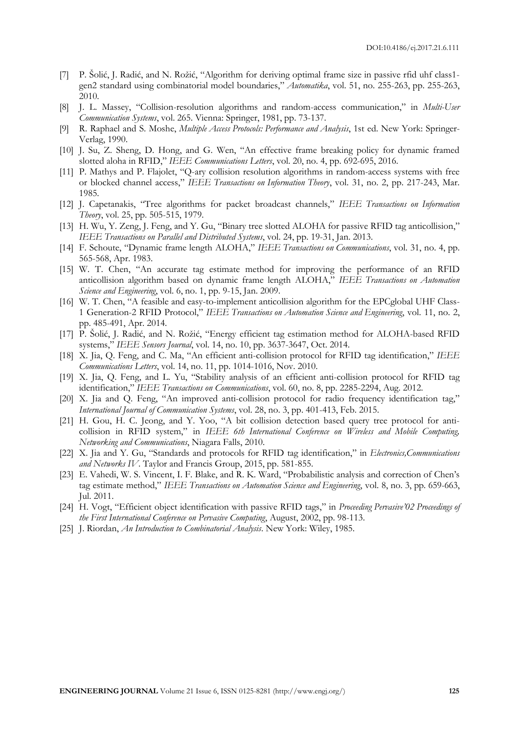[7] P. Šolić, J. Radić, and N. Rožić, "Algorithm for deriving optimal frame size in passive rfid uhf class1-gen2 standard using combinatorial model boundaries," *Automatika*, vol. 51, no. 255-263, pp. 255-263, 2010.

[8] J. L. Massey, "Collision-resolution algorithms and random-access communication," in *Multi-User Communication Systems*, vol. 265. Vienna: Springer, 1981, pp. 73-137.

[9] R. Raphael and S. Moshe, *Multiple Access Protocols: Performance and Analysis*, 1st ed. New York: Springer-Verlag, 1990.

[10] J. Su, Z. Sheng, D. Hong, and G. Wen, "An effective frame breaking policy for dynamic framed slotted aloha in RFID," *IEEE Communications Letters*, vol. 20, no. 4, pp. 692-695, 2016.

[11] P. Mathys and P. Flajolet, "Q-ary collision resolution algorithms in random-access systems with free or blocked channel access," *IEEE Transactions on Information Theory*, vol. 31, no. 2, pp. 217-243, Mar. 1985.

[12] J. Capetanakis, "Tree algorithms for packet broadcast channels," *IEEE Transactions on Information Theory*, vol. 25, pp. 505-515, 1979.

[13] H. Wu, Y. Zeng, J. Feng, and Y. Gu, "Binary tree slotted ALOHA for passive RFID tag anticollision," *IEEE Transactions on Parallel and Distributed Systems*, vol. 24, pp. 19-31, Jan. 2013.

[14] F. Schoute, "Dynamic frame length ALOHA," *IEEE Transactions on Communications*, vol. 31, no. 4, pp. 565-568, Apr. 1983.

[15] W. T. Chen, "An accurate tag estimate method for improving the performance of an RFID anticollision algorithm based on dynamic frame length ALOHA," *IEEE Transactions on Automation Science and Engineering*, vol. 6, no. 1, pp. 9-15, Jan. 2009.

[16] W. T. Chen, "A feasible and easy-to-implement anticollision algorithm for the EPCglobal UHF Class-1 Generation-2 RFID Protocol," *IEEE Transactions on Automation Science and Engineering*, vol. 11, no. 2, pp. 485-491, Apr. 2014.

[17] P. Šolić, J. Radić, and N. Rožić, "Energy efficient tag estimation method for ALOHA-based RFID systems," *IEEE Sensors Journal*, vol. 14, no. 10, pp. 3637-3647, Oct. 2014.

[18] X. Jia, Q. Feng, and C. Ma, "An efficient anti-collision protocol for RFID tag identification," *IEEE Communications Letters*, vol. 14, no. 11, pp. 1014-1016, Nov. 2010.

[19] X. Jia, Q. Feng, and L. Yu, "Stability analysis of an efficient anti-collision protocol for RFID tag identification," *IEEE Transactions on Communications*, vol. 60, no. 8, pp. 2285-2294, Aug. 2012.

[20] X. Jia and Q. Feng, "An improved anti-collision protocol for radio frequency identification tag," *International Journal of Communication Systems*, vol. 28, no. 3, pp. 401-413, Feb. 2015.

[21] H. Gou, H. C. Jeong, and Y. Yoo, "A bit collision detection based query tree protocol for anti-collision in RFID system," in *IEEE 6th International Conference on Wireless and Mobile Computing, Networking and Communications*, Niagara Falls, 2010.

[22] X. Jia and Y. Gu, "Standards and protocols for RFID tag identification," in *Electronics,Communications and Networks IV*. Taylor and Francis Group, 2015, pp. 581-855.

[23] E. Vahedi, W. S. Vincent, I. F. Blake, and R. K. Ward, "Probabilistic analysis and correction of Chen's tag estimate method," *IEEE Transactions on Automation Science and Engineering*, vol. 8, no. 3, pp. 659-663, Jul. 2011.

[24] H. Vogt, "Efficient object identification with passive RFID tags," in *Proceeding Pervasive'02 Proceedings of the First International Conference on Pervasive Computing*, August, 2002, pp. 98-113.

[25] J. Riordan, *An Introduction to Combinatorial Analysis*. New York: Wiley, 1985.